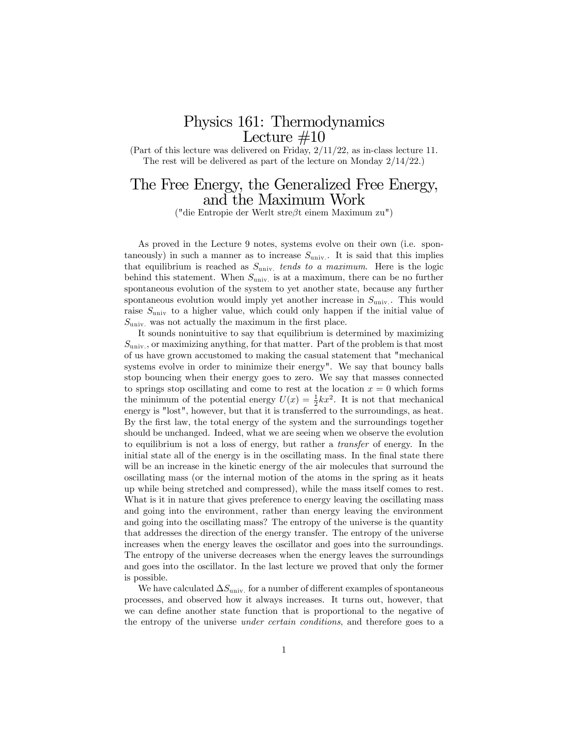# Physics 161: Thermodynamics
# Lecture #10

(Part of this lecture was delivered on Friday, 2/11/22, as in-class lecture 11. The rest will be delivered as part of the lecture on Monday 2/14/22.)

## The Free Energy, the Generalized Free Energy, and the Maximum Work

("die Entropie der Werlt stre$\beta$t einem Maximum zu")

As proved in the Lecture 9 notes, systems evolve on their own (i.e. spontaneously) in such a manner as to increase $S_{\text{univ.}}$. It is said that this implies that equilibrium is reached as $S_{\text{univ.}}$ *tends to a maximum*. Here is the logic behind this statement. When $S_{\text{univ.}}$ is at a maximum, there can be no further spontaneous evolution of the system to yet another state, because any further spontaneous evolution would imply yet another increase in $S_{\text{univ.}}$. This would raise $S_{\text{univ}}$ to a higher value, which could only happen if the initial value of $S_{\text{univ.}}$ was not actually the maximum in the first place.

It sounds nonintuitive to say that equilibrium is determined by maximizing $S_{\text{univ.}}$, or maximizing anything, for that matter. Part of the problem is that most of us have grown accustomed to making the casual statement that "mechanical systems evolve in order to minimize their energy". We say that bouncy balls stop bouncing when their energy goes to zero. We say that masses connected to springs stop oscillating and come to rest at the location $x = 0$ which forms the minimum of the potential energy $U(x) = \frac{1}{2}kx^2$. It is not that mechanical energy is "lost", however, but that it is transferred to the surroundings, as heat. By the first law, the total energy of the system and the surroundings together should be unchanged. Indeed, what we are seeing when we observe the evolution to equilibrium is not a loss of energy, but rather a *transfer* of energy. In the initial state all of the energy is in the oscillating mass. In the final state there will be an increase in the kinetic energy of the air molecules that surround the oscillating mass (or the internal motion of the atoms in the spring as it heats up while being stretched and compressed), while the mass itself comes to rest. What is it in nature that gives preference to energy leaving the oscillating mass and going into the environment, rather than energy leaving the environment and going into the oscillating mass? The entropy of the universe is the quantity that addresses the direction of the energy transfer. The entropy of the universe increases when the energy leaves the oscillator and goes into the surroundings. The entropy of the universe decreases when the energy leaves the surroundings and goes into the oscillator. In the last lecture we proved that only the former is possible.

We have calculated $\Delta S_{\text{univ.}}$ for a number of different examples of spontaneous processes, and observed how it always increases. It turns out, however, that we can define another state function that is proportional to the negative of the entropy of the universe *under certain conditions*, and therefore goes to a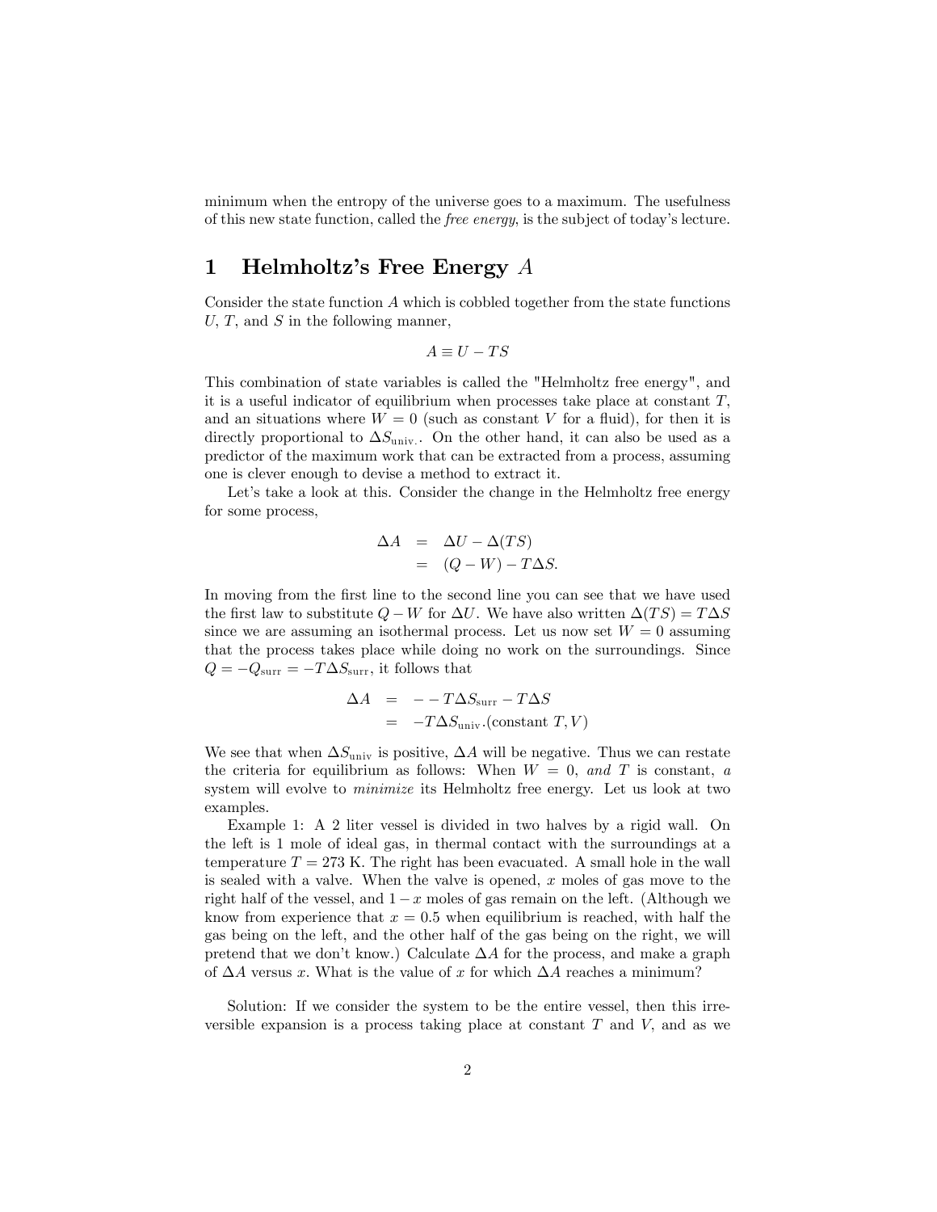minimum when the entropy of the universe goes to a maximum. The usefulness of this new state function, called the *free energy*, is the subject of today's lecture.

# 1 Helmholtz's Free Energy $A$

Consider the state function $A$ which is cobbled together from the state functions $U$, $T$, and $S$ in the following manner,

$$A \equiv U - TS$$

This combination of state variables is called the "Helmholtz free energy", and it is a useful indicator of equilibrium when processes take place at constant $T$, and an situations where $W = 0$ (such as constant $V$ for a fluid), for then it is directly proportional to $\Delta S_{\text{univ.}}$. On the other hand, it can also be used as a predictor of the maximum work that can be extracted from a process, assuming one is clever enough to devise a method to extract it.

Let's take a look at this. Consider the change in the Helmholtz free energy for some process,

$$\begin{aligned} \Delta A &= \Delta U - \Delta(TS) \\ &= (Q - W) - T\Delta S. \end{aligned}$$

In moving from the first line to the second line you can see that we have used the first law to substitute $Q - W$ for $\Delta U$. We have also written $\Delta(TS) = T\Delta S$ since we are assuming an isothermal process. Let us now set $W = 0$ assuming that the process takes place while doing no work on the surroundings. Since $Q = -Q_{\text{surr}} = -T\Delta S_{\text{surr}}$, it follows that

$$\begin{aligned} \Delta A &= --T\Delta S_{\text{surr}} - T\Delta S \\ &= -T\Delta S_{\text{univ}}.(\text{constant } T, V) \end{aligned}$$

We see that when $\Delta S_{\text{univ}}$ is positive, $\Delta A$ will be negative. Thus we can restate the criteria for equilibrium as follows: When $W = 0$, *and* $T$ is constant, *a* system will evolve to *minimize* its Helmholtz free energy. Let us look at two examples.

Example 1: A 2 liter vessel is divided in two halves by a rigid wall. On the left is 1 mole of ideal gas, in thermal contact with the surroundings at a temperature $T = 273$ K. The right has been evacuated. A small hole in the wall is sealed with a valve. When the valve is opened, $x$ moles of gas move to the right half of the vessel, and $1 - x$ moles of gas remain on the left. (Although we know from experience that $x = 0.5$ when equilibrium is reached, with half the gas being on the left, and the other half of the gas being on the right, we will pretend that we don't know.) Calculate $\Delta A$ for the process, and make a graph of $\Delta A$ versus $x$. What is the value of $x$ for which $\Delta A$ reaches a minimum?

Solution: If we consider the system to be the entire vessel, then this irreversible expansion is a process taking place at constant $T$ and $V$, and as we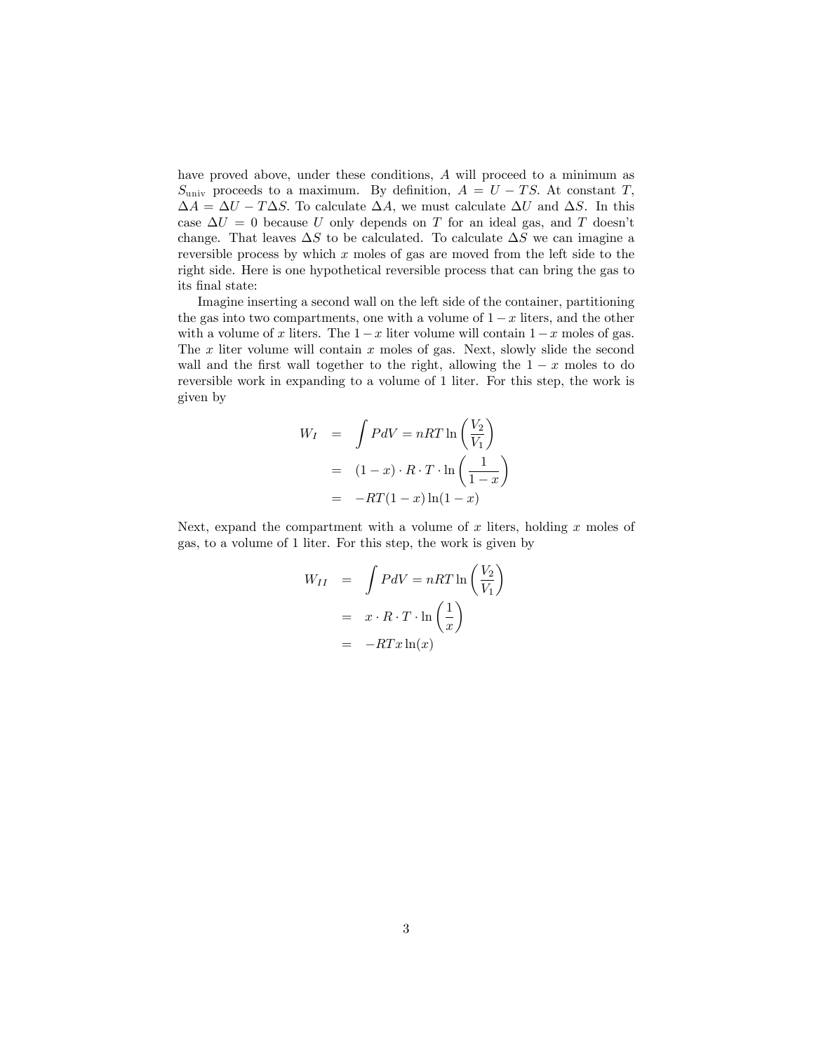have proved above, under these conditions, $A$ will proceed to a minimum as $S_{\text{univ}}$ proceeds to a maximum. By definition, $A = U - TS$. At constant $T$, $\Delta A = \Delta U - T\Delta S$. To calculate $\Delta A$, we must calculate $\Delta U$ and $\Delta S$. In this case $\Delta U = 0$ because $U$ only depends on $T$ for an ideal gas, and $T$ doesn't change. That leaves $\Delta S$ to be calculated. To calculate $\Delta S$ we can imagine a reversible process by which $x$ moles of gas are moved from the left side to the right side. Here is one hypothetical reversible process that can bring the gas to its final state:

Imagine inserting a second wall on the left side of the container, partitioning the gas into two compartments, one with a volume of $1-x$ liters, and the other with a volume of $x$ liters. The $1-x$ liter volume will contain $1-x$ moles of gas. The $x$ liter volume will contain $x$ moles of gas. Next, slowly slide the second wall and the first wall together to the right, allowing the $1-x$ moles to do reversible work in expanding to a volume of 1 liter. For this step, the work is given by

$$
\begin{aligned}
W_I &= \int P dV = nRT \ln\left(\frac{V_2}{V_1}\right) \\
&= (1-x) \cdot R \cdot T \cdot \ln\left(\frac{1}{1-x}\right) \\
&= -RT(1-x)\ln(1-x)
\end{aligned}
$$

Next, expand the compartment with a volume of $x$ liters, holding $x$ moles of gas, to a volume of 1 liter. For this step, the work is given by

$$
\begin{aligned}
W_{II} &= \int P dV = nRT \ln\left(\frac{V_2}{V_1}\right) \\
&= x \cdot R \cdot T \cdot \ln\left(\frac{1}{x}\right) \\
&= -RTx\ln(x)
\end{aligned}
$$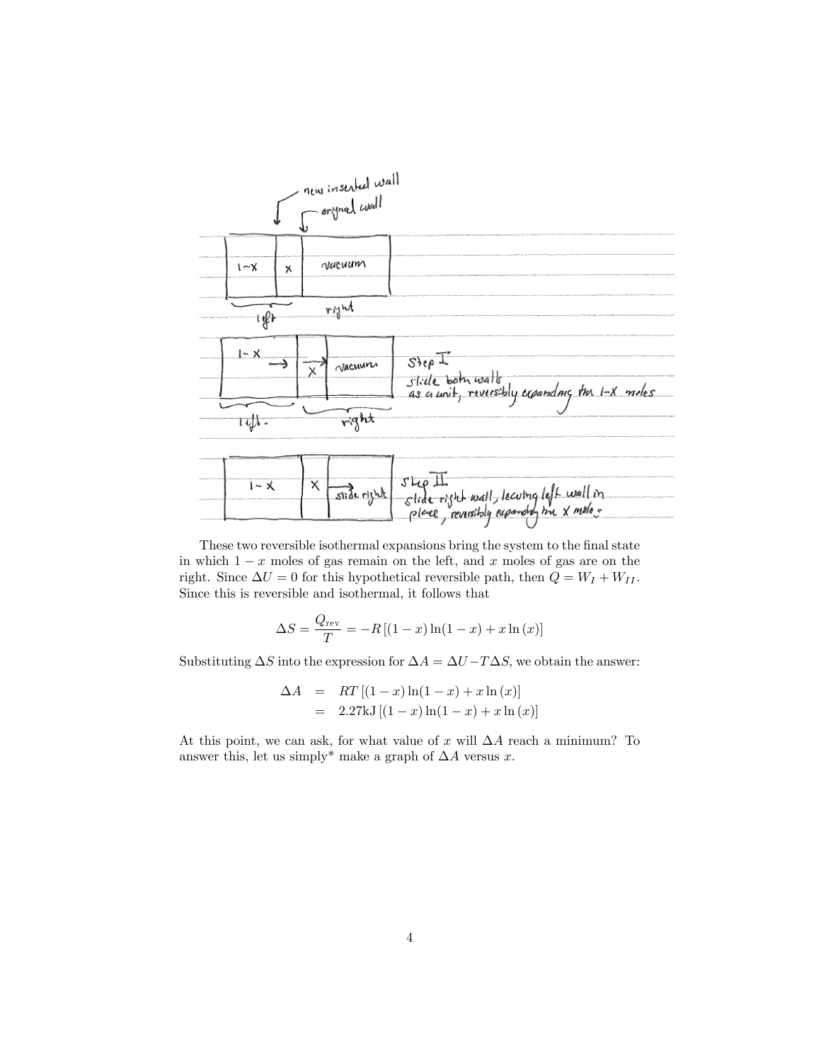These two reversible isothermal expansions bring the system to the final state in which $1-x$ moles of gas remain on the left, and $x$ moles of gas are on the right. Since $\Delta U = 0$ for this hypothetical reversible path, then $Q = W_I + W_{II}$. Since this is reversible and isothermal, it follows that

$$\Delta S = \frac{Q_{\mathrm{rev}}}{T} = -R\left[(1-x)\ln(1-x) + x\ln(x)\right]$$

Substituting $\Delta S$ into the expression for $\Delta A = \Delta U - T\Delta S$, we obtain the answer:

$$\begin{aligned}
\Delta A &= RT\left[(1-x)\ln(1-x) + x\ln(x)\right] \\
&= 2.27\mathrm{kJ}\left[(1-x)\ln(1-x) + x\ln(x)\right]
\end{aligned}$$

At this point, we can ask, for what value of $x$ will $\Delta A$ reach a minimum? To answer this, let us simply* make a graph of $\Delta A$ versus $x$.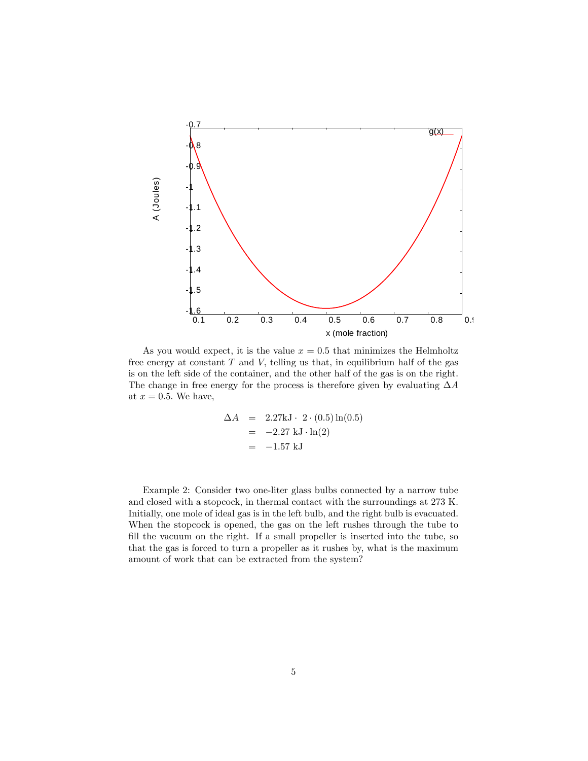As you would expect, it is the value $x = 0.5$ that minimizes the Helmholtz free energy at constant $T$ and $V$, telling us that, in equilibrium half of the gas is on the left side of the container, and the other half of the gas is on the right. The change in free energy for the process is therefore given by evaluating $\Delta A$ at $x = 0.5$. We have,

$$
\begin{aligned}
\Delta A &= 2.27\text{kJ} \cdot \ 2 \cdot (0.5) \ln(0.5) \\
&= -2.27 \text{ kJ} \cdot \ln(2) \\
&= -1.57 \text{ kJ}
\end{aligned}
$$

Example 2: Consider two one-liter glass bulbs connected by a narrow tube and closed with a stopcock, in thermal contact with the surroundings at 273 K. Initially, one mole of ideal gas is in the left bulb, and the right bulb is evacuated. When the stopcock is opened, the gas on the left rushes through the tube to fill the vacuum on the right. If a small propeller is inserted into the tube, so that the gas is forced to turn a propeller as it rushes by, what is the maximum amount of work that can be extracted from the system?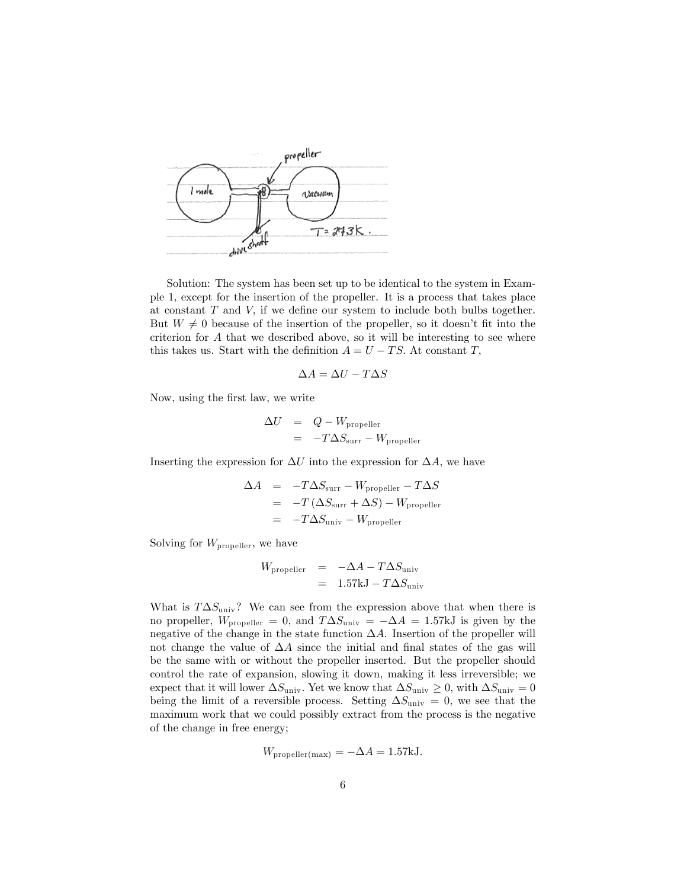Solution: The system has been set up to be identical to the system in Example 1, except for the insertion of the propeller. It is a process that takes place at constant $T$ and $V$, if we define our system to include both bulbs together. But $W \neq 0$ because of the insertion of the propeller, so it doesn't fit into the criterion for $A$ that we described above, so it will be interesting to see where this takes us. Start with the definition $A = U - TS$. At constant $T$,

$$\Delta A = \Delta U - T\Delta S$$

Now, using the first law, we write

$$\begin{aligned}
\Delta U &= Q - W_{\text{propeller}} \\
&= -T\Delta S_{\text{surr}} - W_{\text{propeller}}
\end{aligned}$$

Inserting the expression for $\Delta U$ into the expression for $\Delta A$, we have

$$\begin{aligned}
\Delta A &= -T\Delta S_{\text{surr}} - W_{\text{propeller}} - T\Delta S \\
&= -T\left(\Delta S_{\text{surr}} + \Delta S\right) - W_{\text{propeller}} \\
&= -T\Delta S_{\text{univ}} - W_{\text{propeller}}
\end{aligned}$$

Solving for $W_{\text{propeller}}$, we have

$$\begin{aligned}
W_{\text{propeller}} &= -\Delta A - T\Delta S_{\text{univ}} \\
&= 1.57\text{kJ} - T\Delta S_{\text{univ}}
\end{aligned}$$

What is $T\Delta S_{\text{univ}}$? We can see from the expression above that when there is no propeller, $W_{\text{propeller}} = 0$, and $T\Delta S_{\text{univ}} = -\Delta A = 1.57\text{kJ}$ is given by the negative of the change in the state function $\Delta A$. Insertion of the propeller will not change the value of $\Delta A$ since the initial and final states of the gas will be the same with or without the propeller inserted. But the propeller should control the rate of expansion, slowing it down, making it less irreversible; we expect that it will lower $\Delta S_{\text{univ}}$. Yet we know that $\Delta S_{\text{univ}} \geq 0$, with $\Delta S_{\text{univ}} = 0$ being the limit of a reversible process. Setting $\Delta S_{\text{univ}} = 0$, we see that the maximum work that we could possibly extract from the process is the negative of the change in free energy;

$$W_{\text{propeller(max)}} = -\Delta A = 1.57\text{kJ}.$$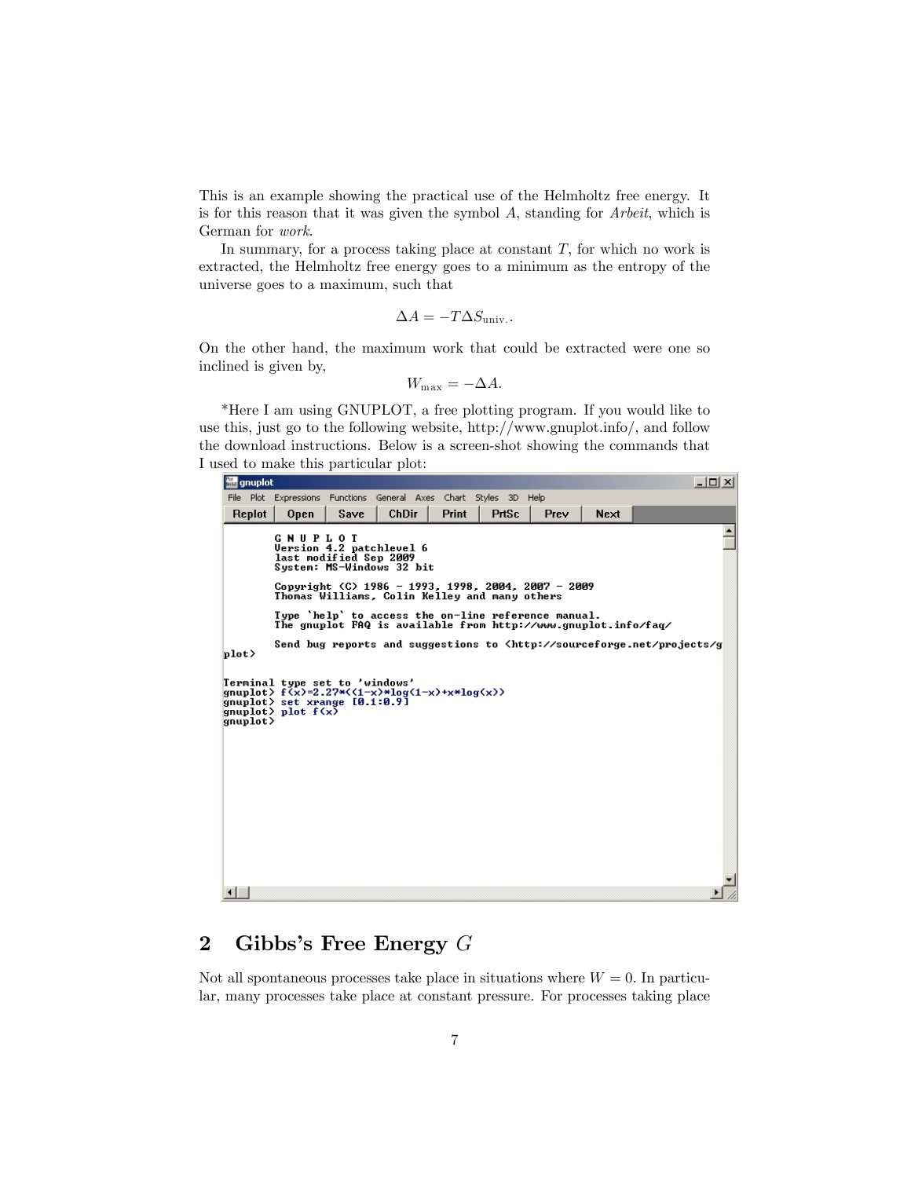This is an example showing the practical use of the Helmholtz free energy. It is for this reason that it was given the symbol $A$, standing for *Arbeit*, which is German for *work*.

In summary, for a process taking place at constant $T$, for which no work is extracted, the Helmholtz free energy goes to a minimum as the entropy of the universe goes to a maximum, such that

$$\Delta A = -T\Delta S_{\text{univ.}}.$$

On the other hand, the maximum work that could be extracted were one so inclined is given by,

$$W_{\text{max}} = -\Delta A.$$

*Here I am using GNUPLOT, a free plotting program. If you would like to use this, just go to the following website, http://www.gnuplot.info/, and follow the download instructions. Below is a screen-shot showing the commands that I used to make this particular plot:

```
gnuplot
File  Plot  Expressions  Functions  General  Axes  Chart  Styles  3D  Help
Replot  Open  Save  ChDir  Print  PrtSc  Prev  Next

        G N U P L O T
        Version 4.2 patchlevel 6
        last modified Sep 2009
        System: MS-Windows 32 bit

        Copyright (C) 1986 - 1993, 1998, 2004, 2007 - 2009
        Thomas Williams, Colin Kelley and many others

        Type `help` to access the on-line reference manual.
        The gnuplot FAQ is available from http://www.gnuplot.info/faq/

        Send bug reports and suggestions to <http://sourceforge.net/projects/g
plot>

Terminal type set to 'windows'
gnuplot> f(x)=2.27*((1-x)*log(1-x)+x*log(x))
gnuplot> set xrange [0.1:0.9]
gnuplot> plot f(x)
gnuplot>
```

## 2 Gibbs's Free Energy $G$

Not all spontaneous processes take place in situations where $W = 0$. In particular, many processes take place at constant pressure. For processes taking place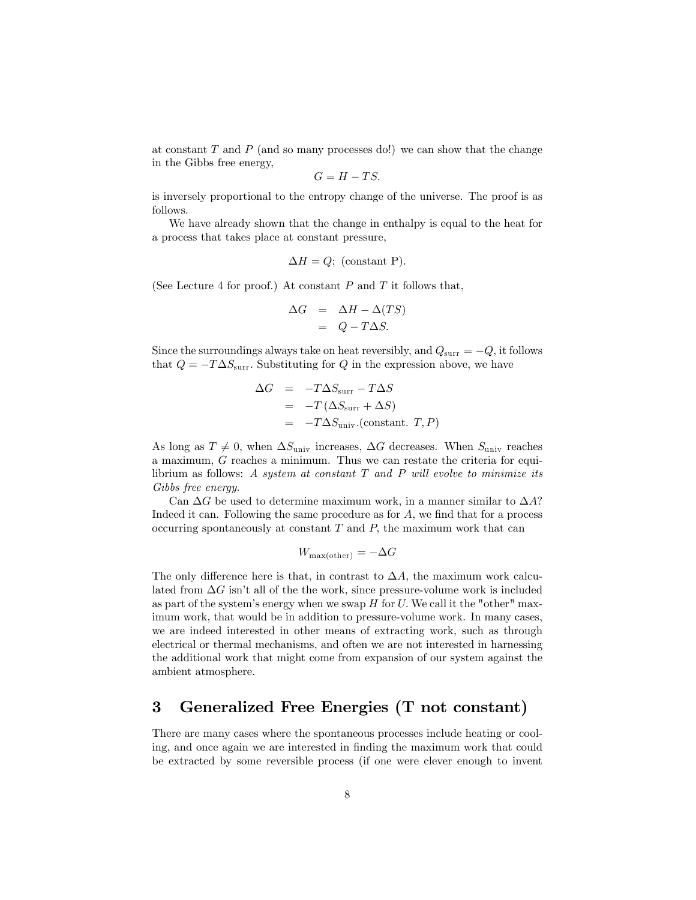at constant $T$ and $P$ (and so many processes do!) we can show that the change in the Gibbs free energy,

$$G = H - TS.$$

is inversely proportional to the entropy change of the universe. The proof is as follows.

We have already shown that the change in enthalpy is equal to the heat for a process that takes place at constant pressure,

$$\Delta H = Q; \text{ (constant P)}.$$

(See Lecture 4 for proof.) At constant $P$ and $T$ it follows that,

$$\begin{aligned}
\Delta G &= \Delta H - \Delta(TS) \\
&= Q - T\Delta S.
\end{aligned}$$

Since the surroundings always take on heat reversibly, and $Q_{\text{surr}} = -Q$, it follows that $Q = -T\Delta S_{\text{surr}}$. Substituting for $Q$ in the expression above, we have

$$\begin{aligned}
\Delta G &= -T\Delta S_{\text{surr}} - T\Delta S \\
&= -T\left(\Delta S_{\text{surr}} + \Delta S\right) \\
&= -T\Delta S_{\text{univ}}.\text{(constant. } T, P\text{)}
\end{aligned}$$

As long as $T \neq 0$, when $\Delta S_{\text{univ}}$ increases, $\Delta G$ decreases. When $S_{\text{univ}}$ reaches a maximum, $G$ reaches a minimum. Thus we can restate the criteria for equilibrium as follows: *A system at constant $T$ and $P$ will evolve to minimize its Gibbs free energy.*

Can $\Delta G$ be used to determine maximum work, in a manner similar to $\Delta A$? Indeed it can. Following the same procedure as for $A$, we find that for a process occurring spontaneously at constant $T$ and $P$, the maximum work that can

$$W_{\text{max(other)}} = -\Delta G$$

The only difference here is that, in contrast to $\Delta A$, the maximum work calculated from $\Delta G$ isn't all of the the work, since pressure-volume work is included as part of the system's energy when we swap $H$ for $U$. We call it the "other" maximum work, that would be in addition to pressure-volume work. In many cases, we are indeed interested in other means of extracting work, such as through electrical or thermal mechanisms, and often we are not interested in harnessing the additional work that might come from expansion of our system against the ambient atmosphere.

# 3 Generalized Free Energies (T not constant)

There are many cases where the spontaneous processes include heating or cooling, and once again we are interested in finding the maximum work that could be extracted by some reversible process (if one were clever enough to invent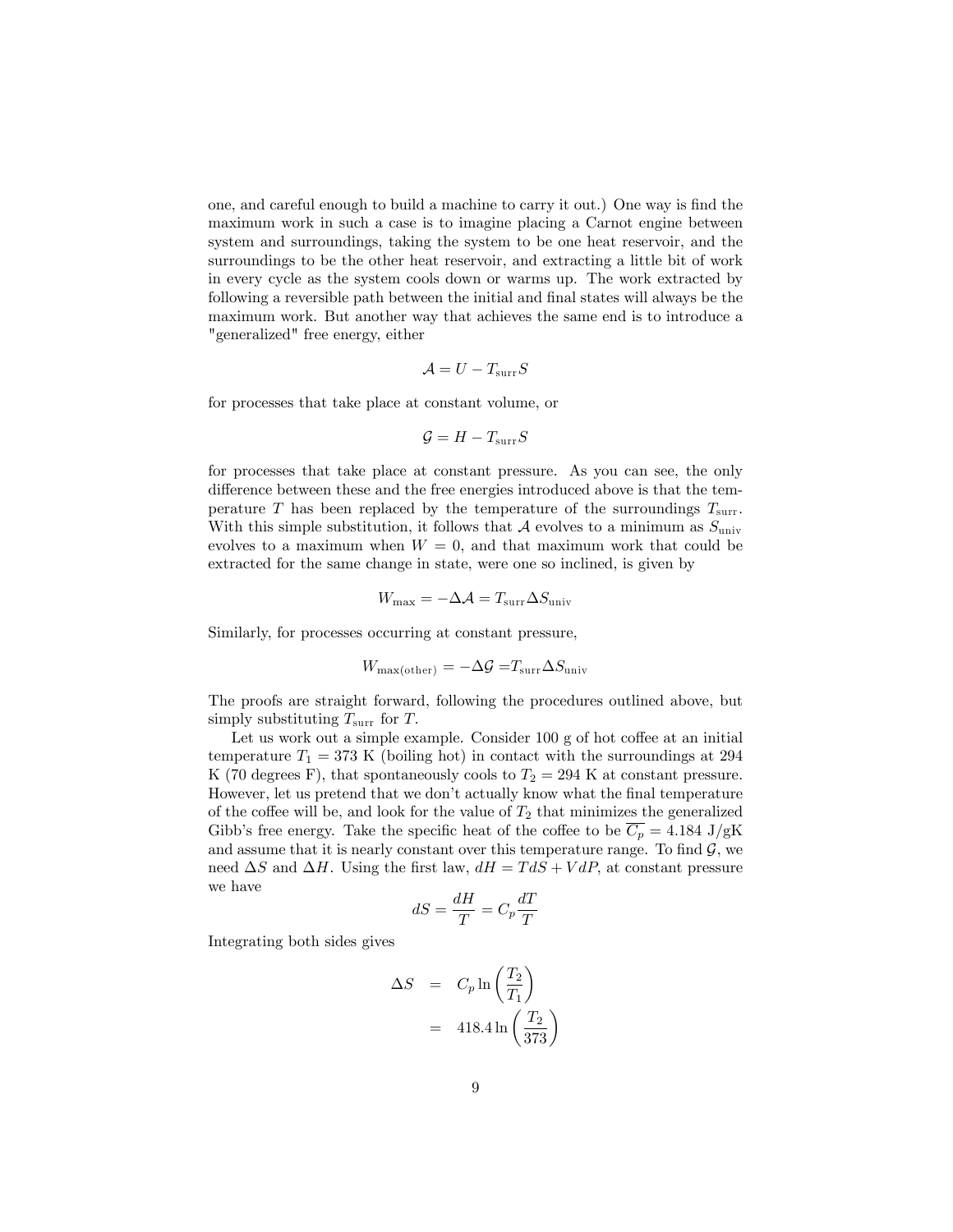one, and careful enough to build a machine to carry it out.) One way is find the maximum work in such a case is to imagine placing a Carnot engine between system and surroundings, taking the system to be one heat reservoir, and the surroundings to be the other heat reservoir, and extracting a little bit of work in every cycle as the system cools down or warms up. The work extracted by following a reversible path between the initial and final states will always be the maximum work. But another way that achieves the same end is to introduce a "generalized" free energy, either

$$\mathcal{A} = U - T_{\text{surr}}S$$

for processes that take place at constant volume, or

$$\mathcal{G} = H - T_{\text{surr}}S$$

for processes that take place at constant pressure. As you can see, the only difference between these and the free energies introduced above is that the temperature $T$ has been replaced by the temperature of the surroundings $T_{\text{surr}}$. With this simple substitution, it follows that $\mathcal{A}$ evolves to a minimum as $S_{\text{univ}}$ evolves to a maximum when $W = 0$, and that maximum work that could be extracted for the same change in state, were one so inclined, is given by

$$W_{\max} = -\Delta\mathcal{A} = T_{\text{surr}}\Delta S_{\text{univ}}$$

Similarly, for processes occurring at constant pressure,

$$W_{\max(\text{other})} = -\Delta\mathcal{G} = T_{\text{surr}}\Delta S_{\text{univ}}$$

The proofs are straight forward, following the procedures outlined above, but simply substituting $T_{\text{surr}}$ for $T$.

Let us work out a simple example. Consider 100 g of hot coffee at an initial temperature $T_1 = 373$ K (boiling hot) in contact with the surroundings at 294 K (70 degrees F), that spontaneously cools to $T_2 = 294$ K at constant pressure. However, let us pretend that we don't actually know what the final temperature of the coffee will be, and look for the value of $T_2$ that minimizes the generalized Gibb's free energy. Take the specific heat of the coffee to be $\overline{C_p} = 4.184$ J/gK and assume that it is nearly constant over this temperature range. To find $\mathcal{G}$, we need $\Delta S$ and $\Delta H$. Using the first law, $dH = TdS + VdP$, at constant pressure we have

$$dS = \frac{dH}{T} = C_p\frac{dT}{T}$$

Integrating both sides gives

$$\begin{aligned}
\Delta S &= C_p \ln\left(\frac{T_2}{T_1}\right) \\
&= 418.4 \ln\left(\frac{T_2}{373}\right)
\end{aligned}$$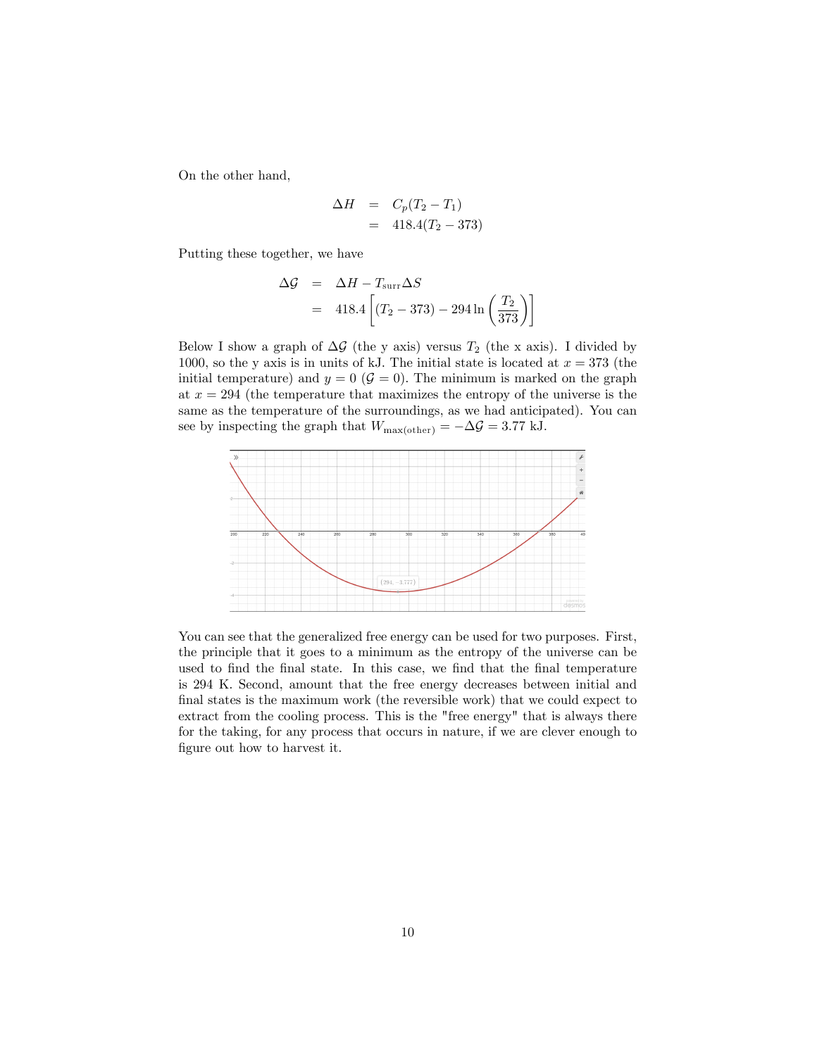On the other hand,

$$
\begin{aligned}
\Delta H &= C_p(T_2 - T_1) \\
&= 418.4(T_2 - 373)
\end{aligned}
$$

Putting these together, we have

$$
\begin{aligned}
\Delta \mathcal{G} &= \Delta H - T_{\text{surr}} \Delta S \\
&= 418.4 \left[ (T_2 - 373) - 294 \ln \left( \frac{T_2}{373} \right) \right]
\end{aligned}
$$

Below I show a graph of $\Delta \mathcal{G}$ (the y axis) versus $T_2$ (the x axis). I divided by 1000, so the y axis is in units of kJ. The initial state is located at $x = 373$ (the initial temperature) and $y = 0$ ($\mathcal{G} = 0$). The minimum is marked on the graph at $x = 294$ (the temperature that maximizes the entropy of the universe is the same as the temperature of the surroundings, as we had anticipated). You can see by inspecting the graph that $W_{\text{max(other)}} = -\Delta \mathcal{G} = 3.77$ kJ.

200 220 240 260 280 300 320 340 360 380 40

2

-2

-4

(294, −3.777)

You can see that the generalized free energy can be used for two purposes. First, the principle that it goes to a minimum as the entropy of the universe can be used to find the final state. In this case, we find that the final temperature is 294 K. Second, amount that the free energy decreases between initial and final states is the maximum work (the reversible work) that we could expect to extract from the cooling process. This is the "free energy" that is always there for the taking, for any process that occurs in nature, if we are clever enough to figure out how to harvest it.